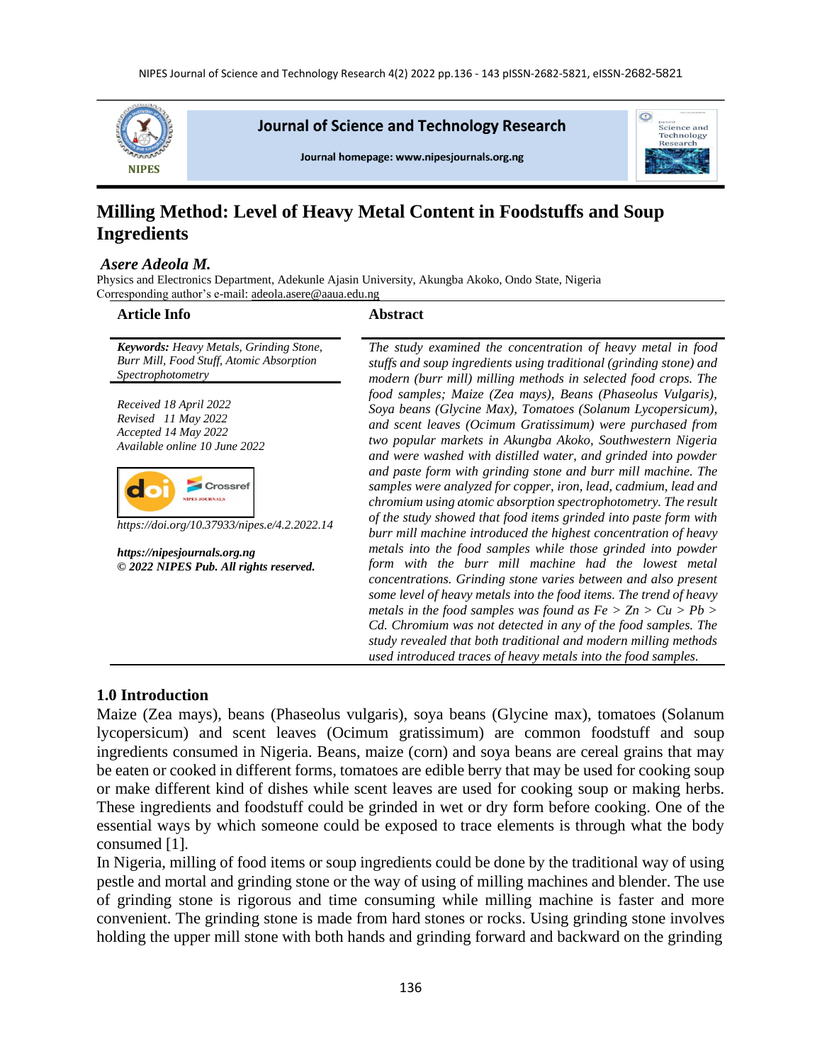# Milling Method: Level of Heavy Metal Content in Foodstuffs and Soup Ingredients

***Asere Adeola M.***

Physics and Electronics Department, Adekunle Ajasin University, Akungba Akoko, Ondo State, Nigeria

Corresponding author's e-mail: adeola.asere@aaua.edu.ng

## Article Info

***Keywords:*** *Heavy Metals, Grinding Stone, Burr Mill, Food Stuff, Atomic Absorption Spectrophotometry*

*Received 18 April 2022*
*Revised 11 May 2022*
*Accepted 14 May 2022*
*Available online 10 June 2022*

*https://doi.org/10.37933/nipes.e/4.2.2022.14*

***https://nipesjournals.org.ng***
***© 2022 NIPES Pub. All rights reserved.***

## Abstract

*The study examined the concentration of heavy metal in food stuffs and soup ingredients using traditional (grinding stone) and modern (burr mill) milling methods in selected food crops. The food samples; Maize (Zea mays), Beans (Phaseolus Vulgaris), Soya beans (Glycine Max), Tomatoes (Solanum Lycopersicum), and scent leaves (Ocimum Gratissimum) were purchased from two popular markets in Akungba Akoko, Southwestern Nigeria and were washed with distilled water, and grinded into powder and paste form with grinding stone and burr mill machine. The samples were analyzed for copper, iron, lead, cadmium, lead and chromium using atomic absorption spectrophotometry. The result of the study showed that food items grinded into paste form with burr mill machine introduced the highest concentration of heavy metals into the food samples while those grinded into powder form with the burr mill machine had the lowest metal concentrations. Grinding stone varies between and also present some level of heavy metals into the food items. The trend of heavy metals in the food samples was found as Fe > Zn > Cu > Pb > Cd. Chromium was not detected in any of the food samples. The study revealed that both traditional and modern milling methods used introduced traces of heavy metals into the food samples.*

## 1.0 Introduction

Maize (Zea mays), beans (Phaseolus vulgaris), soya beans (Glycine max), tomatoes (Solanum lycopersicum) and scent leaves (Ocimum gratissimum) are common foodstuff and soup ingredients consumed in Nigeria. Beans, maize (corn) and soya beans are cereal grains that may be eaten or cooked in different forms, tomatoes are edible berry that may be used for cooking soup or make different kind of dishes while scent leaves are used for cooking soup or making herbs. These ingredients and foodstuff could be grinded in wet or dry form before cooking. One of the essential ways by which someone could be exposed to trace elements is through what the body consumed [1].

In Nigeria, milling of food items or soup ingredients could be done by the traditional way of using pestle and mortal and grinding stone or the way of using of milling machines and blender. The use of grinding stone is rigorous and time consuming while milling machine is faster and more convenient. The grinding stone is made from hard stones or rocks. Using grinding stone involves holding the upper mill stone with both hands and grinding forward and backward on the grinding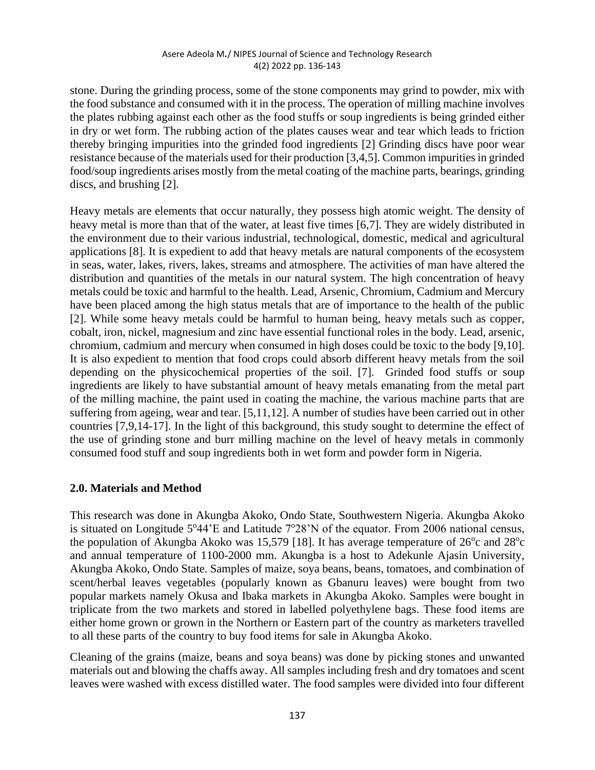stone. During the grinding process, some of the stone components may grind to powder, mix with the food substance and consumed with it in the process. The operation of milling machine involves the plates rubbing against each other as the food stuffs or soup ingredients is being grinded either in dry or wet form. The rubbing action of the plates causes wear and tear which leads to friction thereby bringing impurities into the grinded food ingredients [2] Grinding discs have poor wear resistance because of the materials used for their production [3,4,5]. Common impurities in grinded food/soup ingredients arises mostly from the metal coating of the machine parts, bearings, grinding discs, and brushing [2].

Heavy metals are elements that occur naturally, they possess high atomic weight. The density of heavy metal is more than that of the water, at least five times [6,7]. They are widely distributed in the environment due to their various industrial, technological, domestic, medical and agricultural applications [8]. It is expedient to add that heavy metals are natural components of the ecosystem in seas, water, lakes, rivers, lakes, streams and atmosphere. The activities of man have altered the distribution and quantities of the metals in our natural system. The high concentration of heavy metals could be toxic and harmful to the health. Lead, Arsenic, Chromium, Cadmium and Mercury have been placed among the high status metals that are of importance to the health of the public [2]. While some heavy metals could be harmful to human being, heavy metals such as copper, cobalt, iron, nickel, magnesium and zinc have essential functional roles in the body. Lead, arsenic, chromium, cadmium and mercury when consumed in high doses could be toxic to the body [9,10]. It is also expedient to mention that food crops could absorb different heavy metals from the soil depending on the physicochemical properties of the soil. [7]. Grinded food stuffs or soup ingredients are likely to have substantial amount of heavy metals emanating from the metal part of the milling machine, the paint used in coating the machine, the various machine parts that are suffering from ageing, wear and tear. [5,11,12]. A number of studies have been carried out in other countries [7,9,14-17]. In the light of this background, this study sought to determine the effect of the use of grinding stone and burr milling machine on the level of heavy metals in commonly consumed food stuff and soup ingredients both in wet form and powder form in Nigeria.

## 2.0. Materials and Method

This research was done in Akungba Akoko, Ondo State, Southwestern Nigeria. Akungba Akoko is situated on Longitude 5°44'E and Latitude 7°28'N of the equator. From 2006 national census, the population of Akungba Akoko was 15,579 [18]. It has average temperature of 26°c and 28°c and annual temperature of 1100-2000 mm. Akungba is a host to Adekunle Ajasin University, Akungba Akoko, Ondo State. Samples of maize, soya beans, beans, tomatoes, and combination of scent/herbal leaves vegetables (popularly known as Gbanuru leaves) were bought from two popular markets namely Okusa and Ibaka markets in Akungba Akoko. Samples were bought in triplicate from the two markets and stored in labelled polyethylene bags. These food items are either home grown or grown in the Northern or Eastern part of the country as marketers travelled to all these parts of the country to buy food items for sale in Akungba Akoko.

Cleaning of the grains (maize, beans and soya beans) was done by picking stones and unwanted materials out and blowing the chaffs away. All samples including fresh and dry tomatoes and scent leaves were washed with excess distilled water. The food samples were divided into four different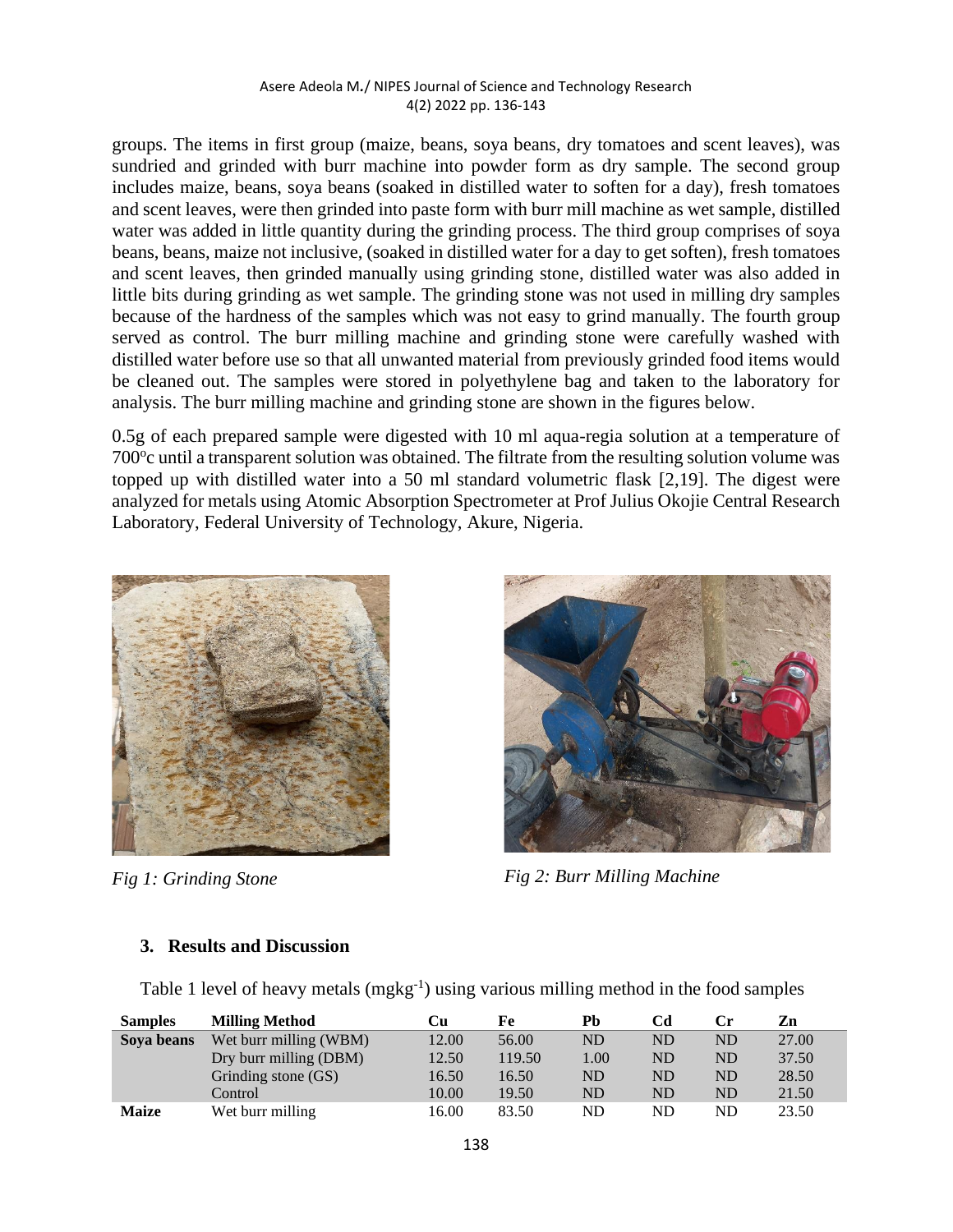groups. The items in first group (maize, beans, soya beans, dry tomatoes and scent leaves), was sundried and grinded with burr machine into powder form as dry sample. The second group includes maize, beans, soya beans (soaked in distilled water to soften for a day), fresh tomatoes and scent leaves, were then grinded into paste form with burr mill machine as wet sample, distilled water was added in little quantity during the grinding process. The third group comprises of soya beans, beans, maize not inclusive, (soaked in distilled water for a day to get soften), fresh tomatoes and scent leaves, then grinded manually using grinding stone, distilled water was also added in little bits during grinding as wet sample. The grinding stone was not used in milling dry samples because of the hardness of the samples which was not easy to grind manually. The fourth group served as control. The burr milling machine and grinding stone were carefully washed with distilled water before use so that all unwanted material from previously grinded food items would be cleaned out. The samples were stored in polyethylene bag and taken to the laboratory for analysis. The burr milling machine and grinding stone are shown in the figures below.

0.5g of each prepared sample were digested with 10 ml aqua-regia solution at a temperature of 700$^{o}$c until a transparent solution was obtained. The filtrate from the resulting solution volume was topped up with distilled water into a 50 ml standard volumetric flask [2,19]. The digest were analyzed for metals using Atomic Absorption Spectrometer at Prof Julius Okojie Central Research Laboratory, Federal University of Technology, Akure, Nigeria.

*Fig 1: Grinding Stone*

*Fig 2: Burr Milling Machine*

## 3. Results and Discussion

Table 1 level of heavy metals (mgkg$^{-1}$) using various milling method in the food samples

| Samples | Milling Method | Cu | Fe | Pb | Cd | Cr | Zn |
|---|---|---|---|---|---|---|---|
| **Soya beans** | Wet burr milling (WBM) | 12.00 | 56.00 | ND | ND | ND | 27.00 |
| | Dry burr milling (DBM) | 12.50 | 119.50 | 1.00 | ND | ND | 37.50 |
| | Grinding stone (GS) | 16.50 | 16.50 | ND | ND | ND | 28.50 |
| | Control | 10.00 | 19.50 | ND | ND | ND | 21.50 |
| **Maize** | Wet burr milling | 16.00 | 83.50 | ND | ND | ND | 23.50 |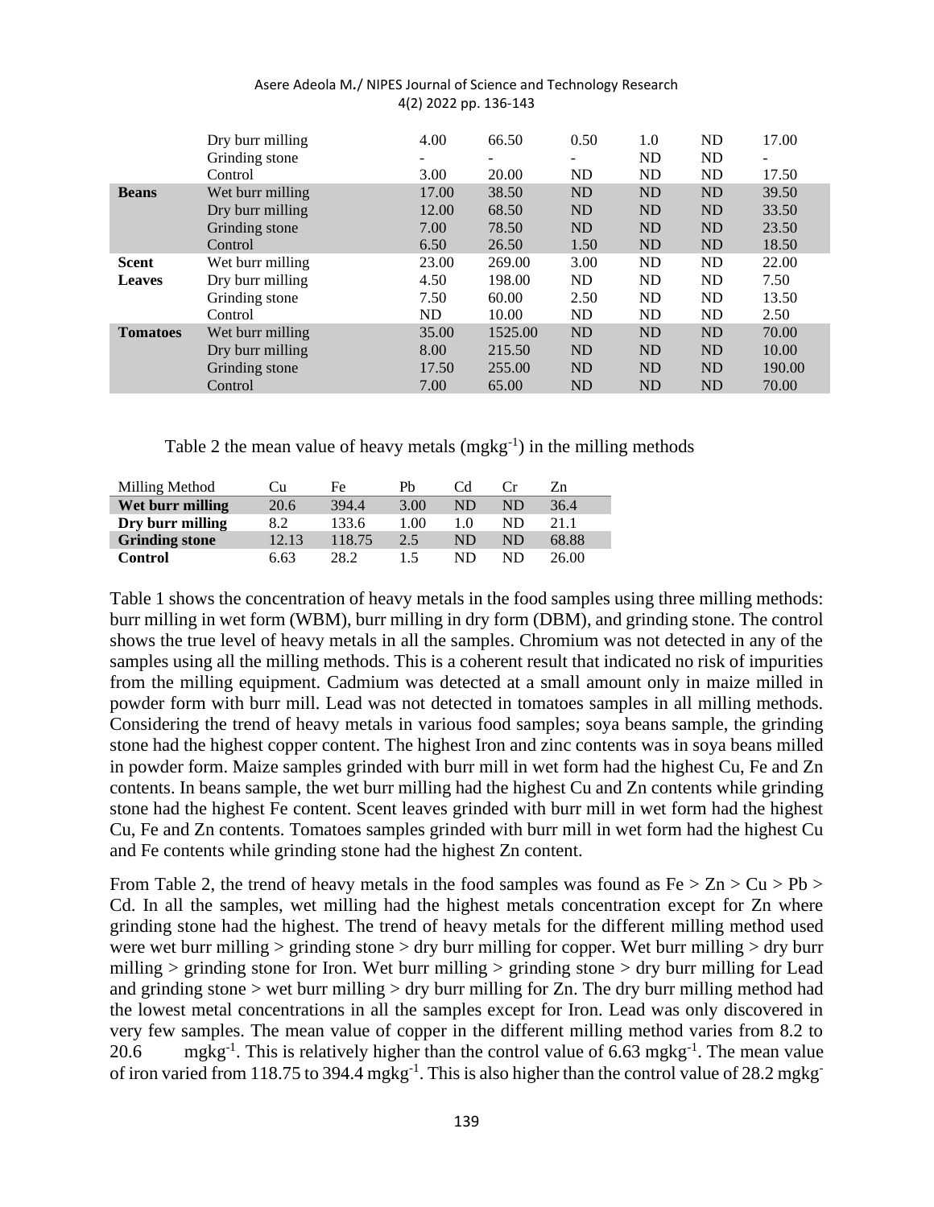|  | Dry burr milling | 4.00 | 66.50 | 0.50 | 1.0 | ND | 17.00 |
| --- | --- | --- | --- | --- | --- | --- | --- |
|  | Grinding stone | - | - | - | ND | ND | - |
|  | Control | 3.00 | 20.00 | ND | ND | ND | 17.50 |
| **Beans** | Wet burr milling | 17.00 | 38.50 | ND | ND | ND | 39.50 |
|  | Dry burr milling | 12.00 | 68.50 | ND | ND | ND | 33.50 |
|  | Grinding stone | 7.00 | 78.50 | ND | ND | ND | 23.50 |
|  | Control | 6.50 | 26.50 | 1.50 | ND | ND | 18.50 |
| **Scent Leaves** | Wet burr milling | 23.00 | 269.00 | 3.00 | ND | ND | 22.00 |
|  | Dry burr milling | 4.50 | 198.00 | ND | ND | ND | 7.50 |
|  | Grinding stone | 7.50 | 60.00 | 2.50 | ND | ND | 13.50 |
|  | Control | ND | 10.00 | ND | ND | ND | 2.50 |
| **Tomatoes** | Wet burr milling | 35.00 | 1525.00 | ND | ND | ND | 70.00 |
|  | Dry burr milling | 8.00 | 215.50 | ND | ND | ND | 10.00 |
|  | Grinding stone | 17.50 | 255.00 | ND | ND | ND | 190.00 |
|  | Control | 7.00 | 65.00 | ND | ND | ND | 70.00 |

Table 2 the mean value of heavy metals ($mgkg^{-1}$) in the milling methods

| Milling Method | Cu | Fe | Pb | Cd | Cr | Zn |
| --- | --- | --- | --- | --- | --- | --- |
| **Wet burr milling** | 20.6 | 394.4 | 3.00 | ND | ND | 36.4 |
| **Dry burr milling** | 8.2 | 133.6 | 1.00 | 1.0 | ND | 21.1 |
| **Grinding stone** | 12.13 | 118.75 | 2.5 | ND | ND | 68.88 |
| **Control** | 6.63 | 28.2 | 1.5 | ND | ND | 26.00 |

Table 1 shows the concentration of heavy metals in the food samples using three milling methods: burr milling in wet form (WBM), burr milling in dry form (DBM), and grinding stone. The control shows the true level of heavy metals in all the samples. Chromium was not detected in any of the samples using all the milling methods. This is a coherent result that indicated no risk of impurities from the milling equipment. Cadmium was detected at a small amount only in maize milled in powder form with burr mill. Lead was not detected in tomatoes samples in all milling methods. Considering the trend of heavy metals in various food samples; soya beans sample, the grinding stone had the highest copper content. The highest Iron and zinc contents was in soya beans milled in powder form. Maize samples grinded with burr mill in wet form had the highest Cu, Fe and Zn contents. In beans sample, the wet burr milling had the highest Cu and Zn contents while grinding stone had the highest Fe content. Scent leaves grinded with burr mill in wet form had the highest Cu, Fe and Zn contents. Tomatoes samples grinded with burr mill in wet form had the highest Cu and Fe contents while grinding stone had the highest Zn content.

From Table 2, the trend of heavy metals in the food samples was found as Fe > Zn > Cu > Pb > Cd. In all the samples, wet milling had the highest metals concentration except for Zn where grinding stone had the highest. The trend of heavy metals for the different milling method used were wet burr milling > grinding stone > dry burr milling for copper. Wet burr milling > dry burr milling > grinding stone for Iron. Wet burr milling > grinding stone > dry burr milling for Lead and grinding stone > wet burr milling > dry burr milling for Zn. The dry burr milling method had the lowest metal concentrations in all the samples except for Iron. Lead was only discovered in very few samples. The mean value of copper in the different milling method varies from 8.2 to 20.6 $mgkg^{-1}$. This is relatively higher than the control value of 6.63 $mgkg^{-1}$. The mean value of iron varied from 118.75 to 394.4 $mgkg^{-1}$. This is also higher than the control value of 28.2 $mgkg^{-}$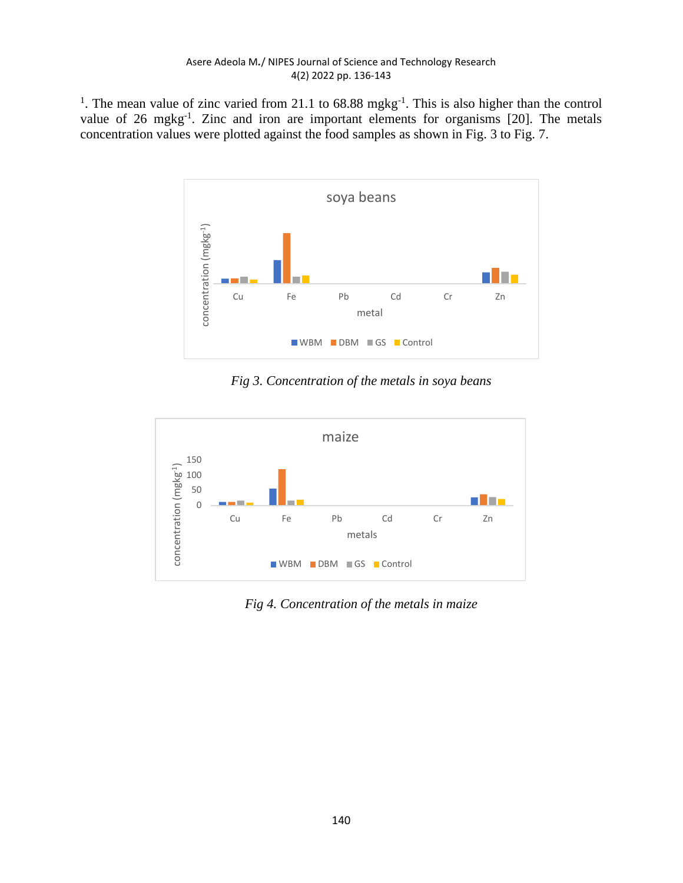[1]. The mean value of zinc varied from 21.1 to 68.88 $mgkg^{-1}$. This is also higher than the control value of 26 $mgkg^{-1}$. Zinc and iron are important elements for organisms [20]. The metals concentration values were plotted against the food samples as shown in Fig. 3 to Fig. 7.

*Fig 3. Concentration of the metals in soya beans*

*Fig 4. Concentration of the metals in maize*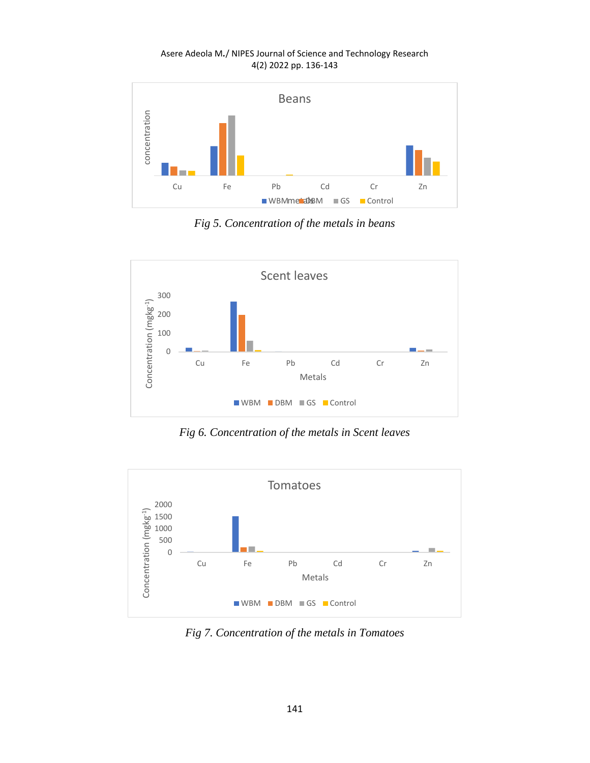Fig 5. Concentration of the metals in beans

Fig 6. Concentration of the metals in Scent leaves

Fig 7. Concentration of the metals in Tomatoes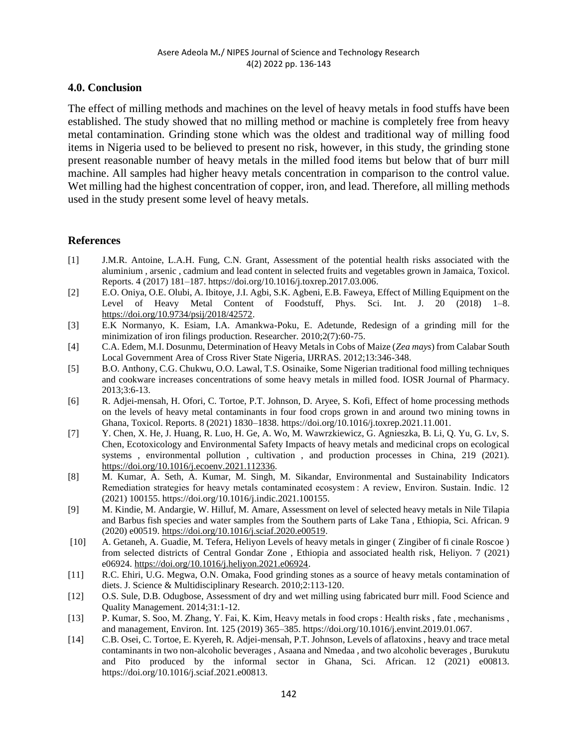## 4.0. Conclusion

The effect of milling methods and machines on the level of heavy metals in food stuffs have been established. The study showed that no milling method or machine is completely free from heavy metal contamination. Grinding stone which was the oldest and traditional way of milling food items in Nigeria used to be believed to present no risk, however, in this study, the grinding stone present reasonable number of heavy metals in the milled food items but below that of burr mill machine. All samples had higher heavy metals concentration in comparison to the control value. Wet milling had the highest concentration of copper, iron, and lead. Therefore, all milling methods used in the study present some level of heavy metals.

## References

[1] J.M.R. Antoine, L.A.H. Fung, C.N. Grant, Assessment of the potential health risks associated with the aluminium , arsenic , cadmium and lead content in selected fruits and vegetables grown in Jamaica, Toxicol. Reports. 4 (2017) 181–187. https://doi.org/10.1016/j.toxrep.2017.03.006.

[2] E.O. Oniya, O.E. Olubi, A. Ibitoye, J.I. Agbi, S.K. Agbeni, E.B. Faweya, Effect of Milling Equipment on the Level of Heavy Metal Content of Foodstuff, Phys. Sci. Int. J. 20 (2018) 1–8. https://doi.org/10.9734/psij/2018/42572.

[3] E.K Normanyo, K. Esiam, I.A. Amankwa-Poku, E. Adetunde, Redesign of a grinding mill for the minimization of iron filings production. Researcher. 2010;2(7):60-75.

[4] C.A. Edem, M.I. Dosunmu, Determination of Heavy Metals in Cobs of Maize (*Zea mays*) from Calabar South Local Government Area of Cross River State Nigeria, IJRRAS. 2012;13:346-348.

[5] B.O. Anthony, C.G. Chukwu, O.O. Lawal, T.S. Osinaike, Some Nigerian traditional food milling techniques and cookware increases concentrations of some heavy metals in milled food. IOSR Journal of Pharmacy. 2013;3:6-13.

[6] R. Adjei-mensah, H. Ofori, C. Tortoe, P.T. Johnson, D. Aryee, S. Kofi, Effect of home processing methods on the levels of heavy metal contaminants in four food crops grown in and around two mining towns in Ghana, Toxicol. Reports. 8 (2021) 1830–1838. https://doi.org/10.1016/j.toxrep.2021.11.001.

[7] Y. Chen, X. He, J. Huang, R. Luo, H. Ge, A. Wo, M. Wawrzkiewicz, G. Agnieszka, B. Li, Q. Yu, G. Lv, S. Chen, Ecotoxicology and Environmental Safety Impacts of heavy metals and medicinal crops on ecological systems , environmental pollution , cultivation , and production processes in China, 219 (2021). https://doi.org/10.1016/j.ecoenv.2021.112336.

[8] M. Kumar, A. Seth, A. Kumar, M. Singh, M. Sikandar, Environmental and Sustainability Indicators Remediation strategies for heavy metals contaminated ecosystem : A review, Environ. Sustain. Indic. 12 (2021) 100155. https://doi.org/10.1016/j.indic.2021.100155.

[9] M. Kindie, M. Andargie, W. Hilluf, M. Amare, Assessment on level of selected heavy metals in Nile Tilapia and Barbus fish species and water samples from the Southern parts of Lake Tana , Ethiopia, Sci. African. 9 (2020) e00519. https://doi.org/10.1016/j.sciaf.2020.e00519.

[10] A. Getaneh, A. Guadie, M. Tefera, Heliyon Levels of heavy metals in ginger ( Zingiber of fi cinale Roscoe ) from selected districts of Central Gondar Zone , Ethiopia and associated health risk, Heliyon. 7 (2021) e06924. https://doi.org/10.1016/j.heliyon.2021.e06924.

[11] R.C. Ehiri, U.G. Megwa, O.N. Omaka, Food grinding stones as a source of heavy metals contamination of diets. J. Science & Multidisciplinary Research. 2010;2:113-120.

[12] O.S. Sule, D.B. Odugbose, Assessment of dry and wet milling using fabricated burr mill. Food Science and Quality Management. 2014;31:1-12.

[13] P. Kumar, S. Soo, M. Zhang, Y. Fai, K. Kim, Heavy metals in food crops : Health risks , fate , mechanisms , and management, Environ. Int. 125 (2019) 365–385. https://doi.org/10.1016/j.envint.2019.01.067.

[14] C.B. Osei, C. Tortoe, E. Kyereh, R. Adjei-mensah, P.T. Johnson, Levels of aflatoxins , heavy and trace metal contaminants in two non-alcoholic beverages , Asaana and Nmedaa , and two alcoholic beverages , Burukutu and Pito produced by the informal sector in Ghana, Sci. African. 12 (2021) e00813. https://doi.org/10.1016/j.sciaf.2021.e00813.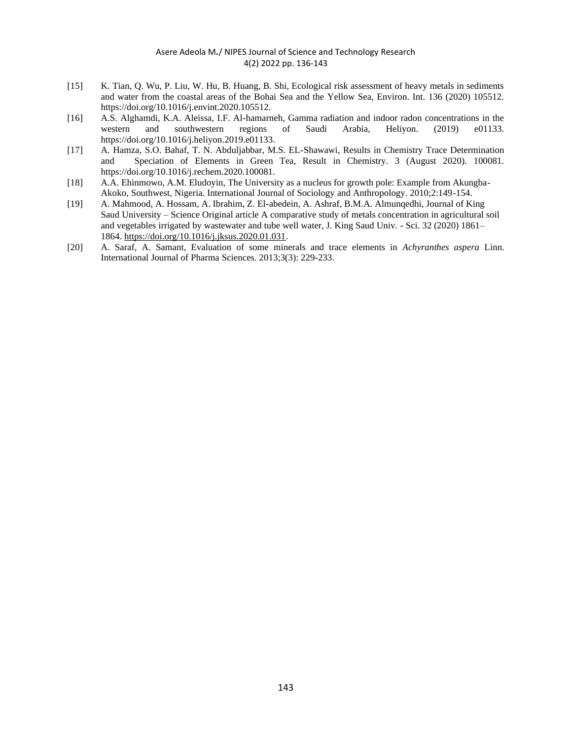[15] K. Tian, Q. Wu, P. Liu, W. Hu, B. Huang, B. Shi, Ecological risk assessment of heavy metals in sediments and water from the coastal areas of the Bohai Sea and the Yellow Sea, Environ. Int. 136 (2020) 105512. https://doi.org/10.1016/j.envint.2020.105512.

[16] A.S. Alghamdi, K.A. Aleissa, I.F. Al-hamarneh, Gamma radiation and indoor radon concentrations in the western and southwestern regions of Saudi Arabia, Heliyon. (2019) e01133. https://doi.org/10.1016/j.heliyon.2019.e01133.

[17] A. Hamza, S.O. Bahaf, T. N. Abduljabbar, M.S. EL-Shawawi, Results in Chemistry Trace Determination and Speciation of Elements in Green Tea, Result in Chemistry. 3 (August 2020). 100081. https://doi.org/10.1016/j.rechem.2020.100081.

[18] A.A. Ehinmowo, A.M. Eludoyin, The University as a nucleus for growth pole: Example from Akungba-Akoko, Southwest, Nigeria. International Journal of Sociology and Anthropology. 2010;2:149-154.

[19] A. Mahmood, A. Hossam, A. Ibrahim, Z. El-abedein, A. Ashraf, B.M.A. Almunqedhi, Journal of King Saud University – Science Original article A comparative study of metals concentration in agricultural soil and vegetables irrigated by wastewater and tube well water, J. King Saud Univ. - Sci. 32 (2020) 1861–1864. https://doi.org/10.1016/j.jksus.2020.01.031.

[20] A. Saraf, A. Samant, Evaluation of some minerals and trace elements in *Achyranthes aspera* Linn. International Journal of Pharma Sciences. 2013;3(3): 229-233.